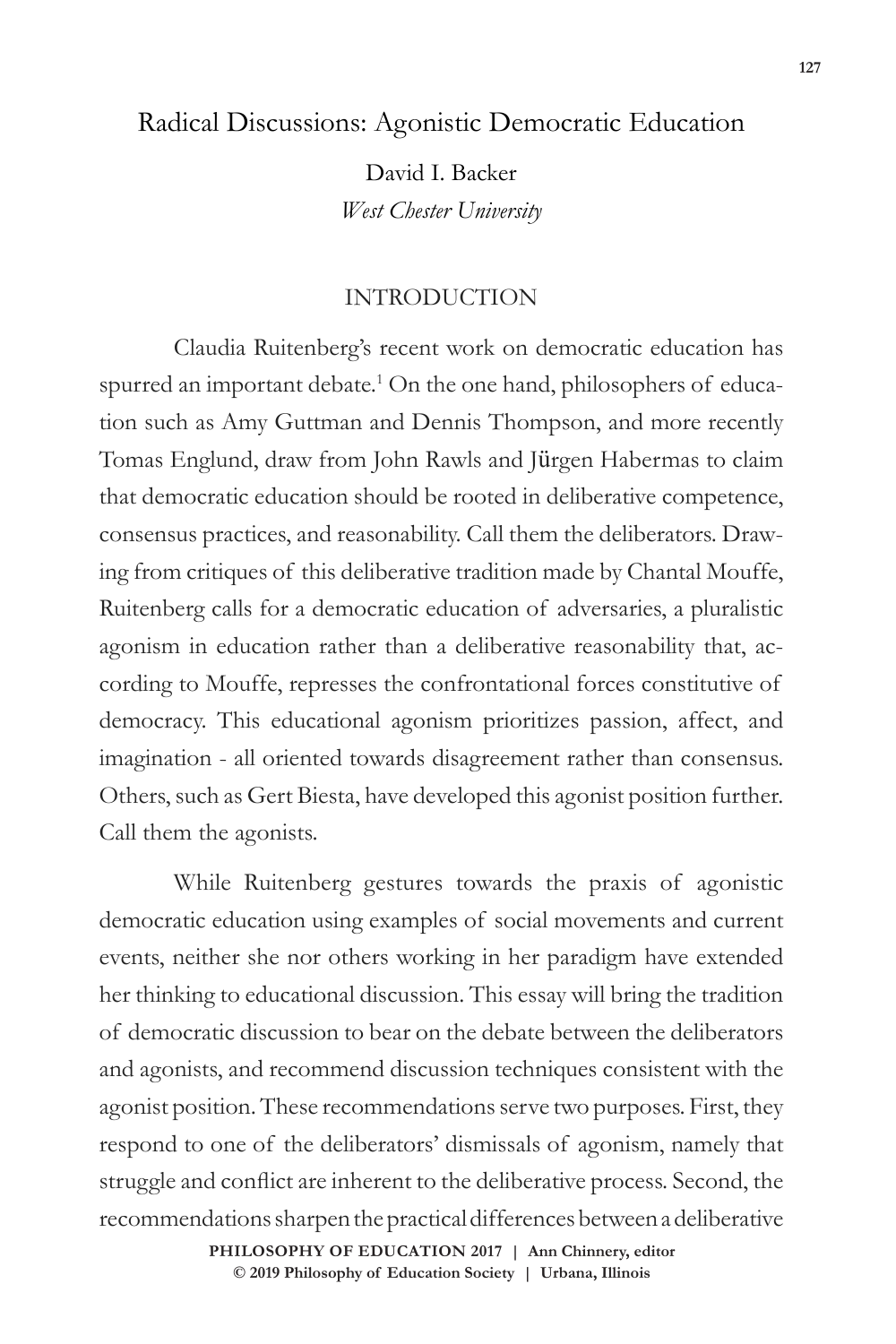# Radical Discussions: Agonistic Democratic Education

David I. Backer

*West Chester University*

## INTRODUCTION

Claudia Ruitenberg's recent work on democratic education has spurred an important debate.[1] On the one hand, philosophers of education such as Amy Guttman and Dennis Thompson, and more recently Tomas Englund, draw from John Rawls and Jürgen Habermas to claim that democratic education should be rooted in deliberative competence, consensus practices, and reasonability. Call them the deliberators. Drawing from critiques of this deliberative tradition made by Chantal Mouffe, Ruitenberg calls for a democratic education of adversaries, a pluralistic agonism in education rather than a deliberative reasonability that, according to Mouffe, represses the confrontational forces constitutive of democracy. This educational agonism prioritizes passion, affect, and imagination - all oriented towards disagreement rather than consensus. Others, such as Gert Biesta, have developed this agonist position further. Call them the agonists.

While Ruitenberg gestures towards the praxis of agonistic democratic education using examples of social movements and current events, neither she nor others working in her paradigm have extended her thinking to educational discussion. This essay will bring the tradition of democratic discussion to bear on the debate between the deliberators and agonists, and recommend discussion techniques consistent with the agonist position. These recommendations serve two purposes. First, they respond to one of the deliberators' dismissals of agonism, namely that struggle and conflict are inherent to the deliberative process. Second, the recommendations sharpen the practical differences between a deliberative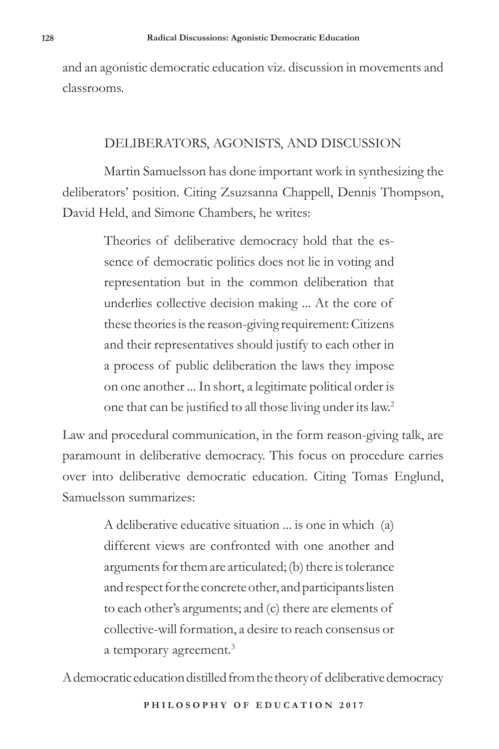and an agonistic democratic education viz. discussion in movements and classrooms.

## DELIBERATORS, AGONISTS, AND DISCUSSION

Martin Samuelsson has done important work in synthesizing the deliberators' position. Citing Zsuzsanna Chappell, Dennis Thompson, David Held, and Simone Chambers, he writes:

> Theories of deliberative democracy hold that the essence of democratic politics does not lie in voting and representation but in the common deliberation that underlies collective decision making ... At the core of these theories is the reason-giving requirement: Citizens and their representatives should justify to each other in a process of public deliberation the laws they impose on one another ... In short, a legitimate political order is one that can be justified to all those living under its law.[2]

Law and procedural communication, in the form reason-giving talk, are paramount in deliberative democracy. This focus on procedure carries over into deliberative democratic education. Citing Tomas Englund, Samuelsson summarizes:

> A deliberative educative situation ... is one in which (a) different views are confronted with one another and arguments for them are articulated; (b) there is tolerance and respect for the concrete other, and participants listen to each other's arguments; and (c) there are elements of collective-will formation, a desire to reach consensus or a temporary agreement.[3]

A democratic education distilled from the theory of deliberative democracy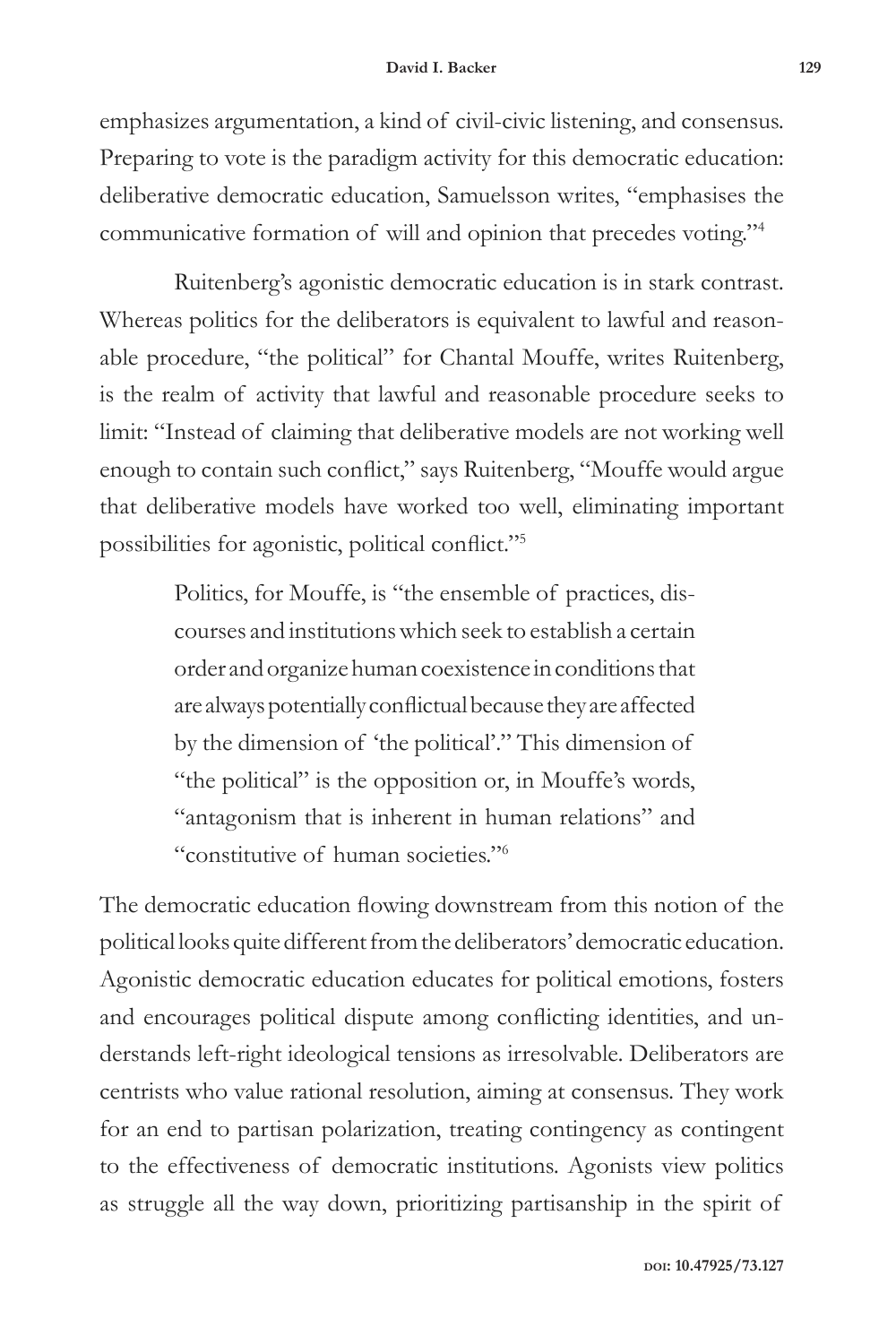emphasizes argumentation, a kind of civil-civic listening, and consensus. Preparing to vote is the paradigm activity for this democratic education: deliberative democratic education, Samuelsson writes, "emphasises the communicative formation of will and opinion that precedes voting."[4]

Ruitenberg's agonistic democratic education is in stark contrast. Whereas politics for the deliberators is equivalent to lawful and reasonable procedure, "the political" for Chantal Mouffe, writes Ruitenberg, is the realm of activity that lawful and reasonable procedure seeks to limit: "Instead of claiming that deliberative models are not working well enough to contain such conflict," says Ruitenberg, "Mouffe would argue that deliberative models have worked too well, eliminating important possibilities for agonistic, political conflict."[5]

> Politics, for Mouffe, is "the ensemble of practices, discourses and institutions which seek to establish a certain order and organize human coexistence in conditions that are always potentially conflictual because they are affected by the dimension of 'the political'." This dimension of "the political" is the opposition or, in Mouffe's words, "antagonism that is inherent in human relations" and "constitutive of human societies."[6]

The democratic education flowing downstream from this notion of the political looks quite different from the deliberators' democratic education. Agonistic democratic education educates for political emotions, fosters and encourages political dispute among conflicting identities, and understands left-right ideological tensions as irresolvable. Deliberators are centrists who value rational resolution, aiming at consensus. They work for an end to partisan polarization, treating contingency as contingent to the effectiveness of democratic institutions. Agonists view politics as struggle all the way down, prioritizing partisanship in the spirit of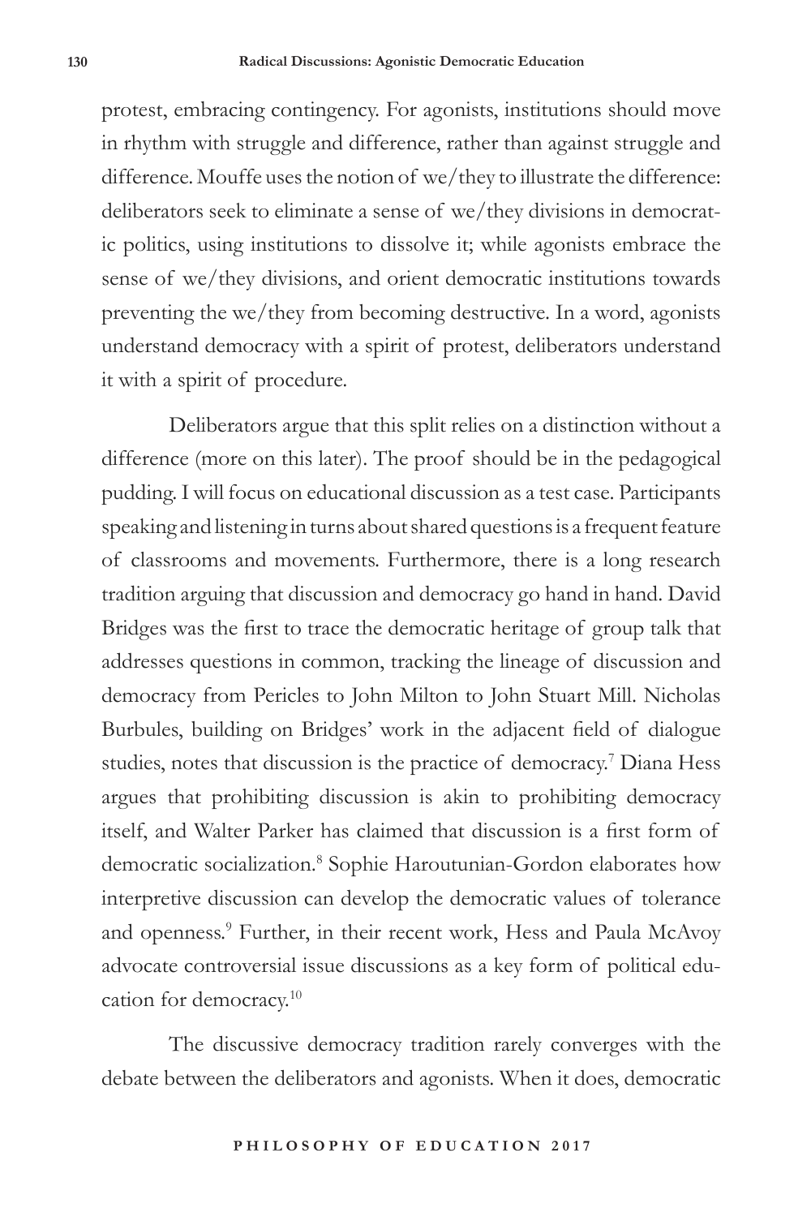protest, embracing contingency. For agonists, institutions should move in rhythm with struggle and difference, rather than against struggle and difference. Mouffe uses the notion of we/they to illustrate the difference: deliberators seek to eliminate a sense of we/they divisions in democratic politics, using institutions to dissolve it; while agonists embrace the sense of we/they divisions, and orient democratic institutions towards preventing the we/they from becoming destructive. In a word, agonists understand democracy with a spirit of protest, deliberators understand it with a spirit of procedure.

Deliberators argue that this split relies on a distinction without a difference (more on this later). The proof should be in the pedagogical pudding. I will focus on educational discussion as a test case. Participants speaking and listening in turns about shared questions is a frequent feature of classrooms and movements. Furthermore, there is a long research tradition arguing that discussion and democracy go hand in hand. David Bridges was the first to trace the democratic heritage of group talk that addresses questions in common, tracking the lineage of discussion and democracy from Pericles to John Milton to John Stuart Mill. Nicholas Burbules, building on Bridges' work in the adjacent field of dialogue studies, notes that discussion is the practice of democracy.[7] Diana Hess argues that prohibiting discussion is akin to prohibiting democracy itself, and Walter Parker has claimed that discussion is a first form of democratic socialization.[8] Sophie Haroutunian-Gordon elaborates how interpretive discussion can develop the democratic values of tolerance and openness.[9] Further, in their recent work, Hess and Paula McAvoy advocate controversial issue discussions as a key form of political education for democracy.[10]

The discussive democracy tradition rarely converges with the debate between the deliberators and agonists. When it does, democratic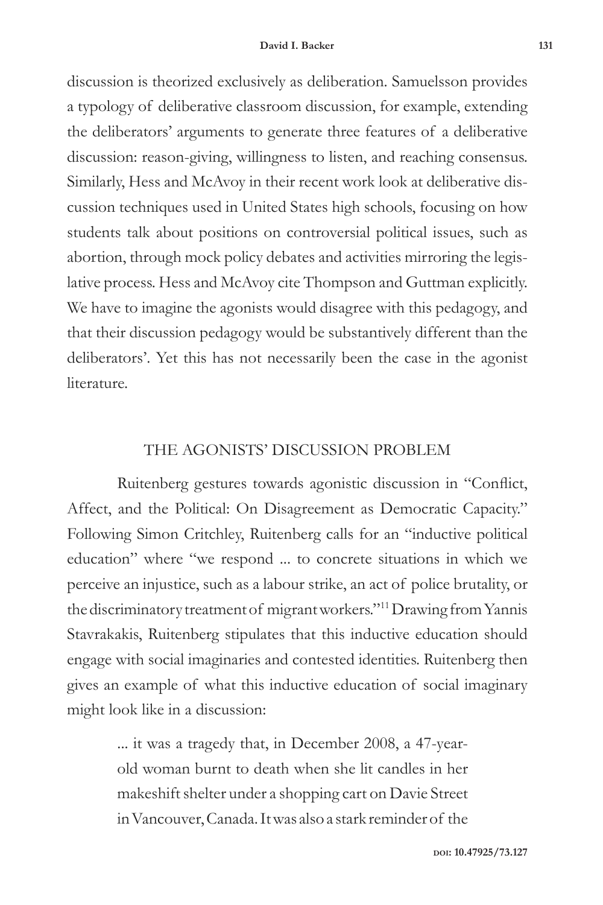discussion is theorized exclusively as deliberation. Samuelsson provides a typology of deliberative classroom discussion, for example, extending the deliberators' arguments to generate three features of a deliberative discussion: reason-giving, willingness to listen, and reaching consensus. Similarly, Hess and McAvoy in their recent work look at deliberative discussion techniques used in United States high schools, focusing on how students talk about positions on controversial political issues, such as abortion, through mock policy debates and activities mirroring the legislative process. Hess and McAvoy cite Thompson and Guttman explicitly. We have to imagine the agonists would disagree with this pedagogy, and that their discussion pedagogy would be substantively different than the deliberators'. Yet this has not necessarily been the case in the agonist literature.

## THE AGONISTS' DISCUSSION PROBLEM

Ruitenberg gestures towards agonistic discussion in "Conflict, Affect, and the Political: On Disagreement as Democratic Capacity." Following Simon Critchley, Ruitenberg calls for an "inductive political education" where "we respond ... to concrete situations in which we perceive an injustice, such as a labour strike, an act of police brutality, or the discriminatory treatment of migrant workers."[11] Drawing from Yannis Stavrakakis, Ruitenberg stipulates that this inductive education should engage with social imaginaries and contested identities. Ruitenberg then gives an example of what this inductive education of social imaginary might look like in a discussion:

> ... it was a tragedy that, in December 2008, a 47-year-old woman burnt to death when she lit candles in her makeshift shelter under a shopping cart on Davie Street in Vancouver, Canada. It was also a stark reminder of the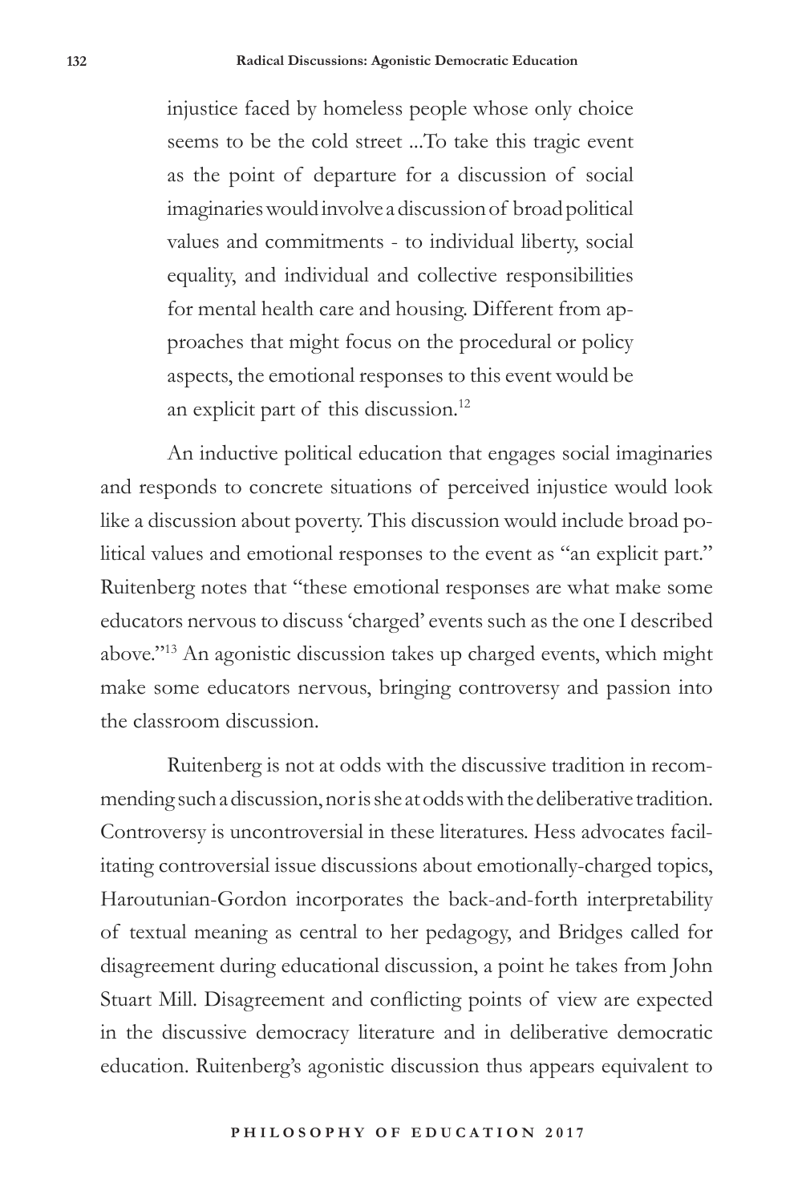> injustice faced by homeless people whose only choice seems to be the cold street ...To take this tragic event as the point of departure for a discussion of social imaginaries would involve a discussion of broad political values and commitments - to individual liberty, social equality, and individual and collective responsibilities for mental health care and housing. Different from approaches that might focus on the procedural or policy aspects, the emotional responses to this event would be an explicit part of this discussion.[12]

An inductive political education that engages social imaginaries and responds to concrete situations of perceived injustice would look like a discussion about poverty. This discussion would include broad political values and emotional responses to the event as "an explicit part." Ruitenberg notes that "these emotional responses are what make some educators nervous to discuss 'charged' events such as the one I described above."[13] An agonistic discussion takes up charged events, which might make some educators nervous, bringing controversy and passion into the classroom discussion.

Ruitenberg is not at odds with the discussive tradition in recommending such a discussion, nor is she at odds with the deliberative tradition. Controversy is uncontroversial in these literatures. Hess advocates facilitating controversial issue discussions about emotionally-charged topics, Haroutunian-Gordon incorporates the back-and-forth interpretability of textual meaning as central to her pedagogy, and Bridges called for disagreement during educational discussion, a point he takes from John Stuart Mill. Disagreement and conflicting points of view are expected in the discussive democracy literature and in deliberative democratic education. Ruitenberg's agonistic discussion thus appears equivalent to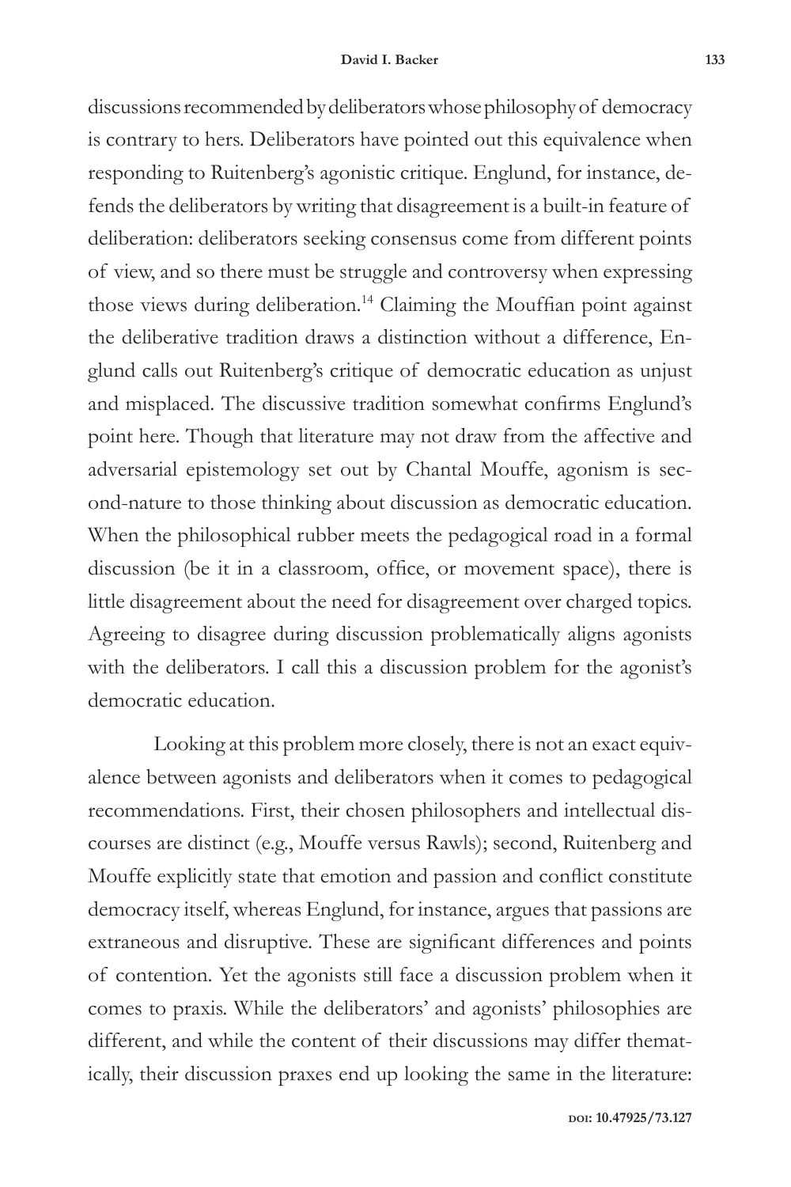discussions recommended by deliberators whose philosophy of democracy is contrary to hers. Deliberators have pointed out this equivalence when responding to Ruitenberg's agonistic critique. Englund, for instance, defends the deliberators by writing that disagreement is a built-in feature of deliberation: deliberators seeking consensus come from different points of view, and so there must be struggle and controversy when expressing those views during deliberation.[14] Claiming the Mouffian point against the deliberative tradition draws a distinction without a difference, Englund calls out Ruitenberg's critique of democratic education as unjust and misplaced. The discussive tradition somewhat confirms Englund's point here. Though that literature may not draw from the affective and adversarial epistemology set out by Chantal Mouffe, agonism is second-nature to those thinking about discussion as democratic education. When the philosophical rubber meets the pedagogical road in a formal discussion (be it in a classroom, office, or movement space), there is little disagreement about the need for disagreement over charged topics. Agreeing to disagree during discussion problematically aligns agonists with the deliberators. I call this a discussion problem for the agonist's democratic education.

Looking at this problem more closely, there is not an exact equivalence between agonists and deliberators when it comes to pedagogical recommendations. First, their chosen philosophers and intellectual discourses are distinct (e.g., Mouffe versus Rawls); second, Ruitenberg and Mouffe explicitly state that emotion and passion and conflict constitute democracy itself, whereas Englund, for instance, argues that passions are extraneous and disruptive. These are significant differences and points of contention. Yet the agonists still face a discussion problem when it comes to praxis. While the deliberators' and agonists' philosophies are different, and while the content of their discussions may differ thematically, their discussion praxes end up looking the same in the literature: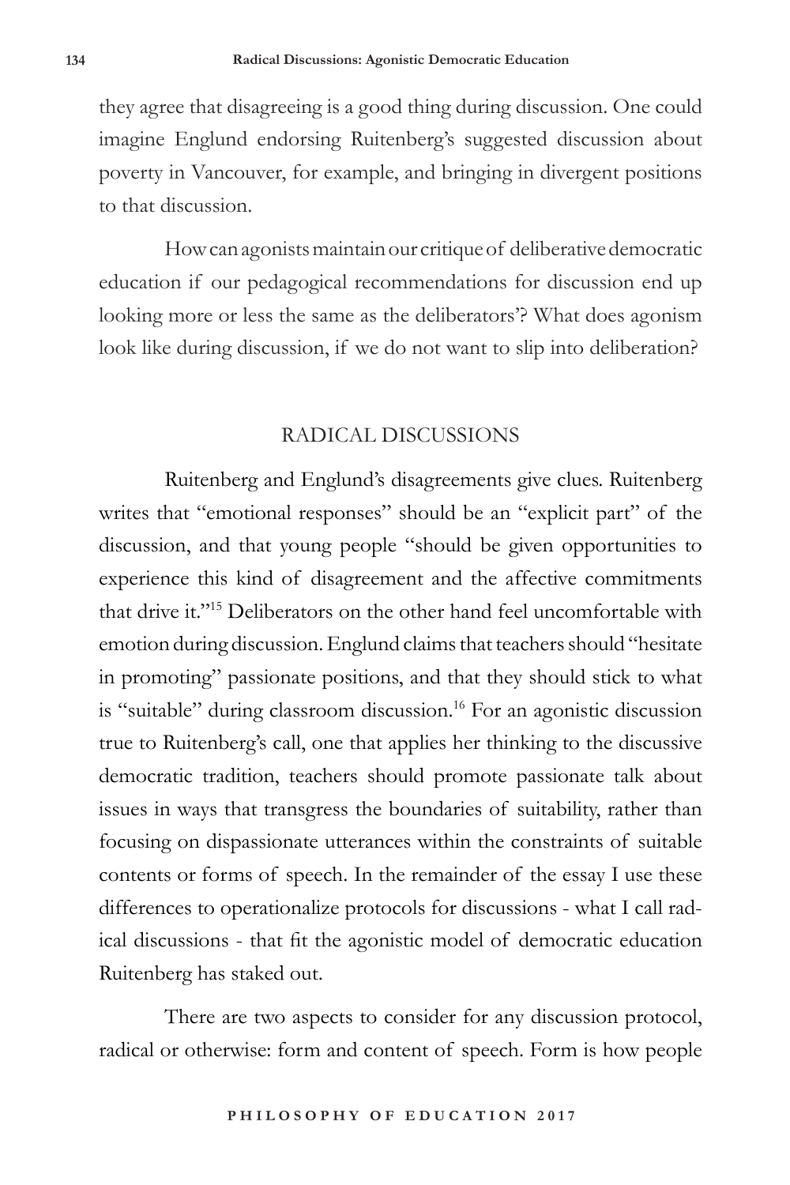they agree that disagreeing is a good thing during discussion. One could imagine Englund endorsing Ruitenberg's suggested discussion about poverty in Vancouver, for example, and bringing in divergent positions to that discussion.

How can agonists maintain our critique of deliberative democratic education if our pedagogical recommendations for discussion end up looking more or less the same as the deliberators'? What does agonism look like during discussion, if we do not want to slip into deliberation?

## RADICAL DISCUSSIONS

Ruitenberg and Englund's disagreements give clues. Ruitenberg writes that "emotional responses" should be an "explicit part" of the discussion, and that young people "should be given opportunities to experience this kind of disagreement and the affective commitments that drive it."[15] Deliberators on the other hand feel uncomfortable with emotion during discussion. Englund claims that teachers should "hesitate in promoting" passionate positions, and that they should stick to what is "suitable" during classroom discussion.[16] For an agonistic discussion true to Ruitenberg's call, one that applies her thinking to the discussive democratic tradition, teachers should promote passionate talk about issues in ways that transgress the boundaries of suitability, rather than focusing on dispassionate utterances within the constraints of suitable contents or forms of speech. In the remainder of the essay I use these differences to operationalize protocols for discussions - what I call radical discussions - that fit the agonistic model of democratic education Ruitenberg has staked out.

There are two aspects to consider for any discussion protocol, radical or otherwise: form and content of speech. Form is how people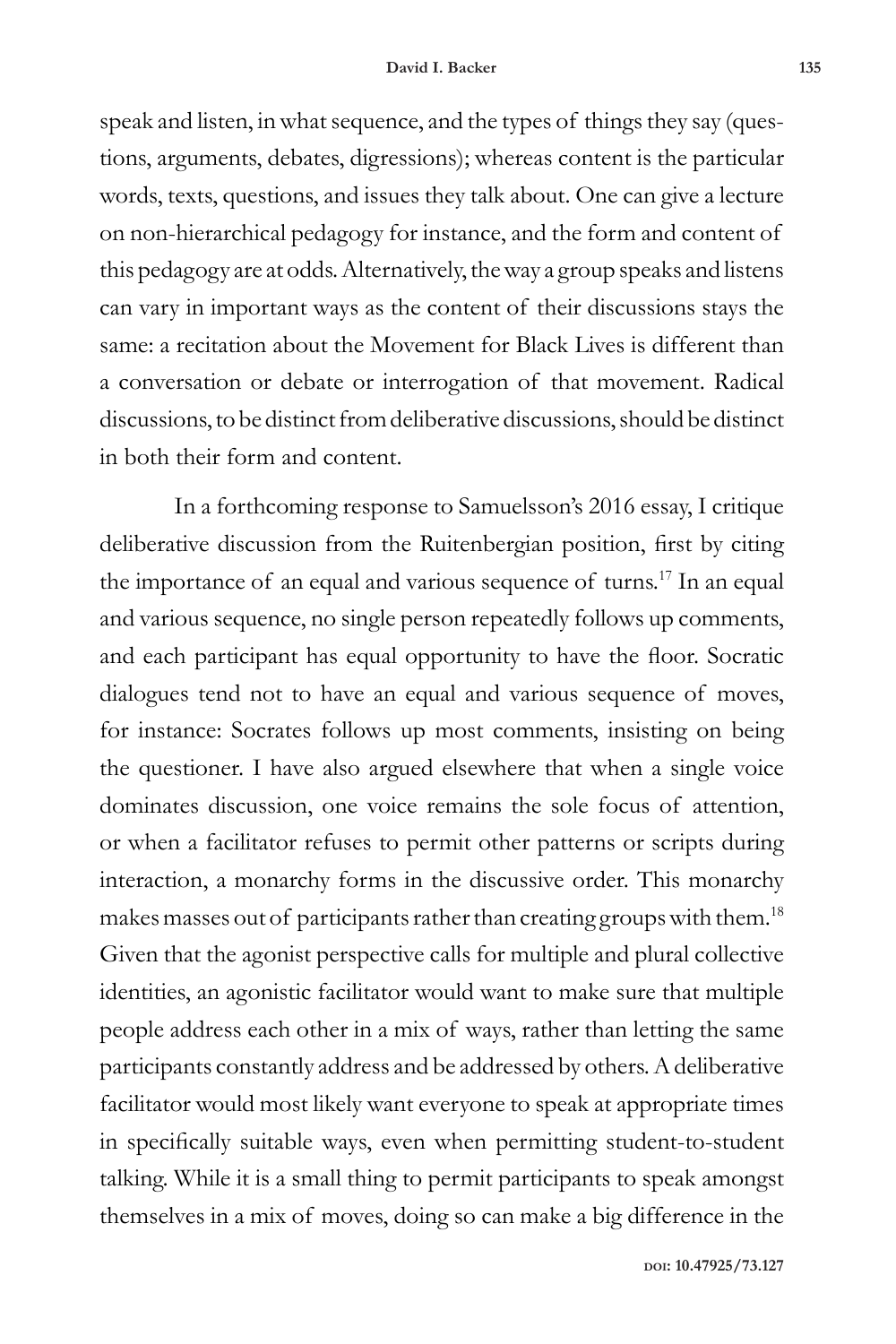speak and listen, in what sequence, and the types of things they say (questions, arguments, debates, digressions); whereas content is the particular words, texts, questions, and issues they talk about. One can give a lecture on non-hierarchical pedagogy for instance, and the form and content of this pedagogy are at odds. Alternatively, the way a group speaks and listens can vary in important ways as the content of their discussions stays the same: a recitation about the Movement for Black Lives is different than a conversation or debate or interrogation of that movement. Radical discussions, to be distinct from deliberative discussions, should be distinct in both their form and content.

In a forthcoming response to Samuelsson's 2016 essay, I critique deliberative discussion from the Ruitenbergian position, first by citing the importance of an equal and various sequence of turns.[17] In an equal and various sequence, no single person repeatedly follows up comments, and each participant has equal opportunity to have the floor. Socratic dialogues tend not to have an equal and various sequence of moves, for instance: Socrates follows up most comments, insisting on being the questioner. I have also argued elsewhere that when a single voice dominates discussion, one voice remains the sole focus of attention, or when a facilitator refuses to permit other patterns or scripts during interaction, a monarchy forms in the discussive order. This monarchy makes masses out of participants rather than creating groups with them.[18] Given that the agonist perspective calls for multiple and plural collective identities, an agonistic facilitator would want to make sure that multiple people address each other in a mix of ways, rather than letting the same participants constantly address and be addressed by others. A deliberative facilitator would most likely want everyone to speak at appropriate times in specifically suitable ways, even when permitting student-to-student talking. While it is a small thing to permit participants to speak amongst themselves in a mix of moves, doing so can make a big difference in the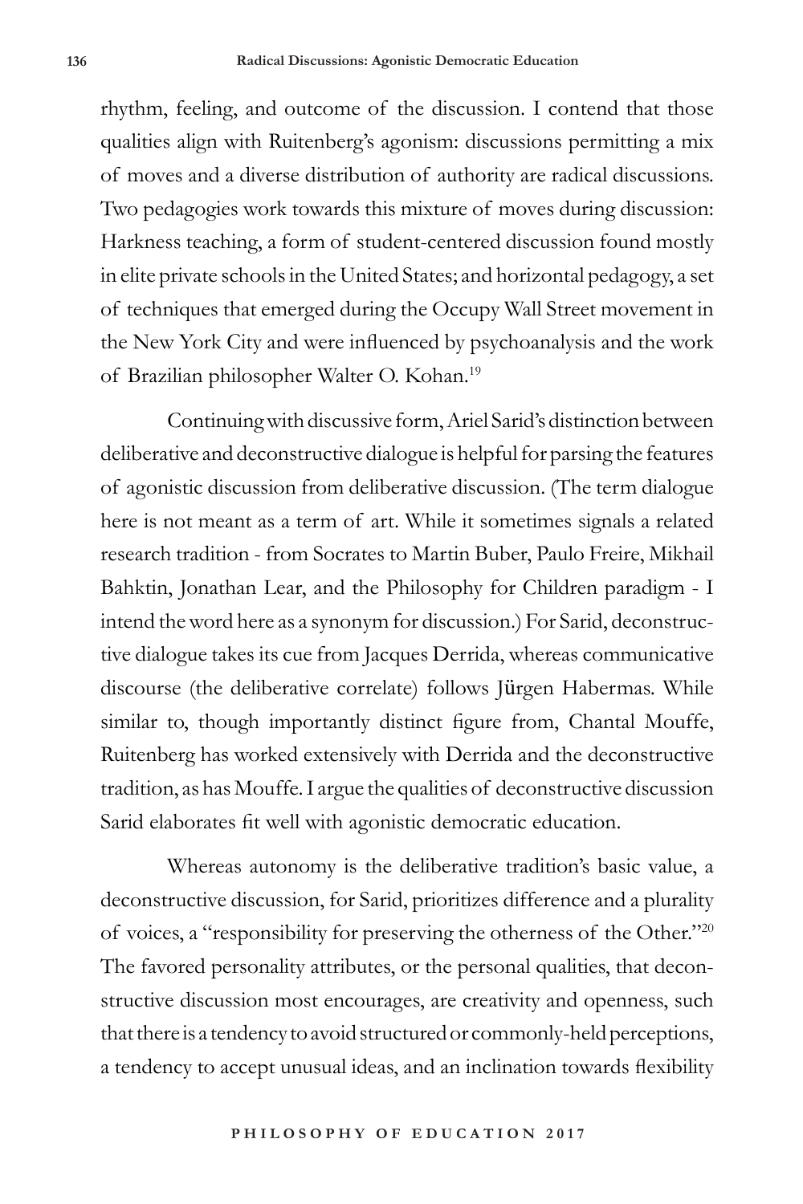rhythm, feeling, and outcome of the discussion. I contend that those qualities align with Ruitenberg's agonism: discussions permitting a mix of moves and a diverse distribution of authority are radical discussions. Two pedagogies work towards this mixture of moves during discussion: Harkness teaching, a form of student-centered discussion found mostly in elite private schools in the United States; and horizontal pedagogy, a set of techniques that emerged during the Occupy Wall Street movement in the New York City and were influenced by psychoanalysis and the work of Brazilian philosopher Walter O. Kohan.[19]

Continuing with discussive form, Ariel Sarid's distinction between deliberative and deconstructive dialogue is helpful for parsing the features of agonistic discussion from deliberative discussion. (The term dialogue here is not meant as a term of art. While it sometimes signals a related research tradition - from Socrates to Martin Buber, Paulo Freire, Mikhail Bahktin, Jonathan Lear, and the Philosophy for Children paradigm - I intend the word here as a synonym for discussion.) For Sarid, deconstructive dialogue takes its cue from Jacques Derrida, whereas communicative discourse (the deliberative correlate) follows Jürgen Habermas. While similar to, though importantly distinct figure from, Chantal Mouffe, Ruitenberg has worked extensively with Derrida and the deconstructive tradition, as has Mouffe. I argue the qualities of deconstructive discussion Sarid elaborates fit well with agonistic democratic education.

Whereas autonomy is the deliberative tradition's basic value, a deconstructive discussion, for Sarid, prioritizes difference and a plurality of voices, a "responsibility for preserving the otherness of the Other."[20] The favored personality attributes, or the personal qualities, that deconstructive discussion most encourages, are creativity and openness, such that there is a tendency to avoid structured or commonly-held perceptions, a tendency to accept unusual ideas, and an inclination towards flexibility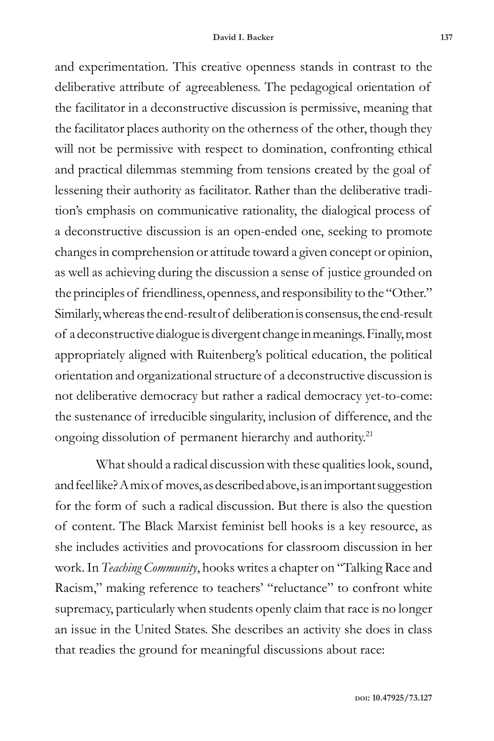and experimentation. This creative openness stands in contrast to the deliberative attribute of agreeableness. The pedagogical orientation of the facilitator in a deconstructive discussion is permissive, meaning that the facilitator places authority on the otherness of the other, though they will not be permissive with respect to domination, confronting ethical and practical dilemmas stemming from tensions created by the goal of lessening their authority as facilitator. Rather than the deliberative tradition's emphasis on communicative rationality, the dialogical process of a deconstructive discussion is an open-ended one, seeking to promote changes in comprehension or attitude toward a given concept or opinion, as well as achieving during the discussion a sense of justice grounded on the principles of friendliness, openness, and responsibility to the "Other." Similarly, whereas the end-result of deliberation is consensus, the end-result of a deconstructive dialogue is divergent change in meanings. Finally, most appropriately aligned with Ruitenberg's political education, the political orientation and organizational structure of a deconstructive discussion is not deliberative democracy but rather a radical democracy yet-to-come: the sustenance of irreducible singularity, inclusion of difference, and the ongoing dissolution of permanent hierarchy and authority.[21]

What should a radical discussion with these qualities look, sound, and feel like? A mix of moves, as described above, is an important suggestion for the form of such a radical discussion. But there is also the question of content. The Black Marxist feminist bell hooks is a key resource, as she includes activities and provocations for classroom discussion in her work. In *Teaching Community*, hooks writes a chapter on "Talking Race and Racism," making reference to teachers' "reluctance" to confront white supremacy, particularly when students openly claim that race is no longer an issue in the United States. She describes an activity she does in class that readies the ground for meaningful discussions about race: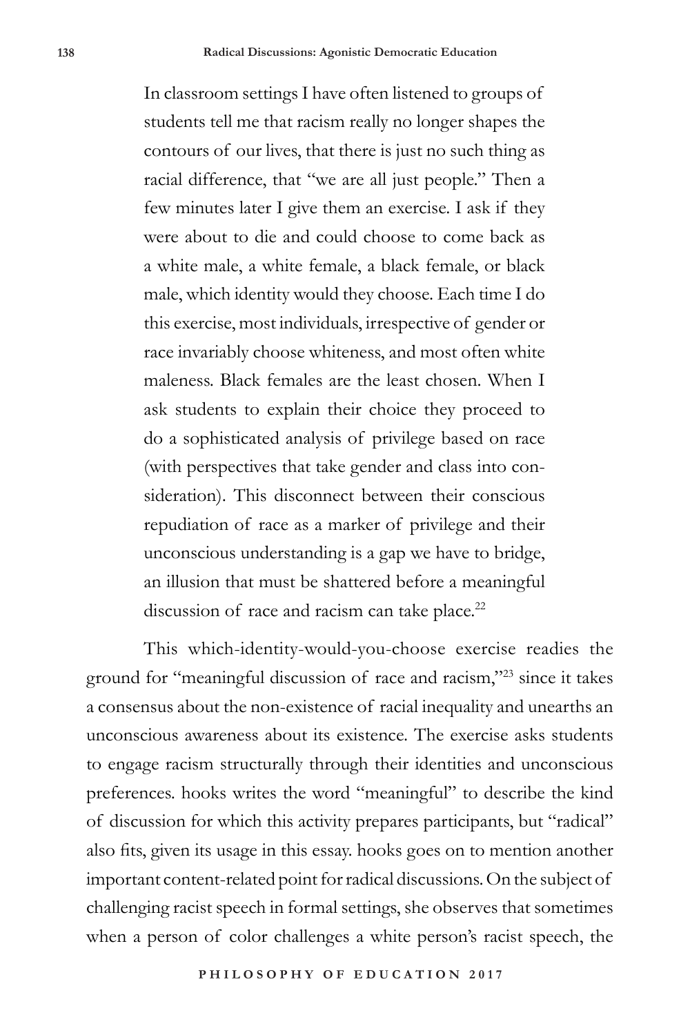> In classroom settings I have often listened to groups of students tell me that racism really no longer shapes the contours of our lives, that there is just no such thing as racial difference, that "we are all just people." Then a few minutes later I give them an exercise. I ask if they were about to die and could choose to come back as a white male, a white female, a black female, or black male, which identity would they choose. Each time I do this exercise, most individuals, irrespective of gender or race invariably choose whiteness, and most often white maleness. Black females are the least chosen. When I ask students to explain their choice they proceed to do a sophisticated analysis of privilege based on race (with perspectives that take gender and class into consideration). This disconnect between their conscious repudiation of race as a marker of privilege and their unconscious understanding is a gap we have to bridge, an illusion that must be shattered before a meaningful discussion of race and racism can take place.[22]

This which-identity-would-you-choose exercise readies the ground for "meaningful discussion of race and racism,"[23] since it takes a consensus about the non-existence of racial inequality and unearths an unconscious awareness about its existence. The exercise asks students to engage racism structurally through their identities and unconscious preferences. hooks writes the word "meaningful" to describe the kind of discussion for which this activity prepares participants, but "radical" also fits, given its usage in this essay. hooks goes on to mention another important content-related point for radical discussions. On the subject of challenging racist speech in formal settings, she observes that sometimes when a person of color challenges a white person's racist speech, the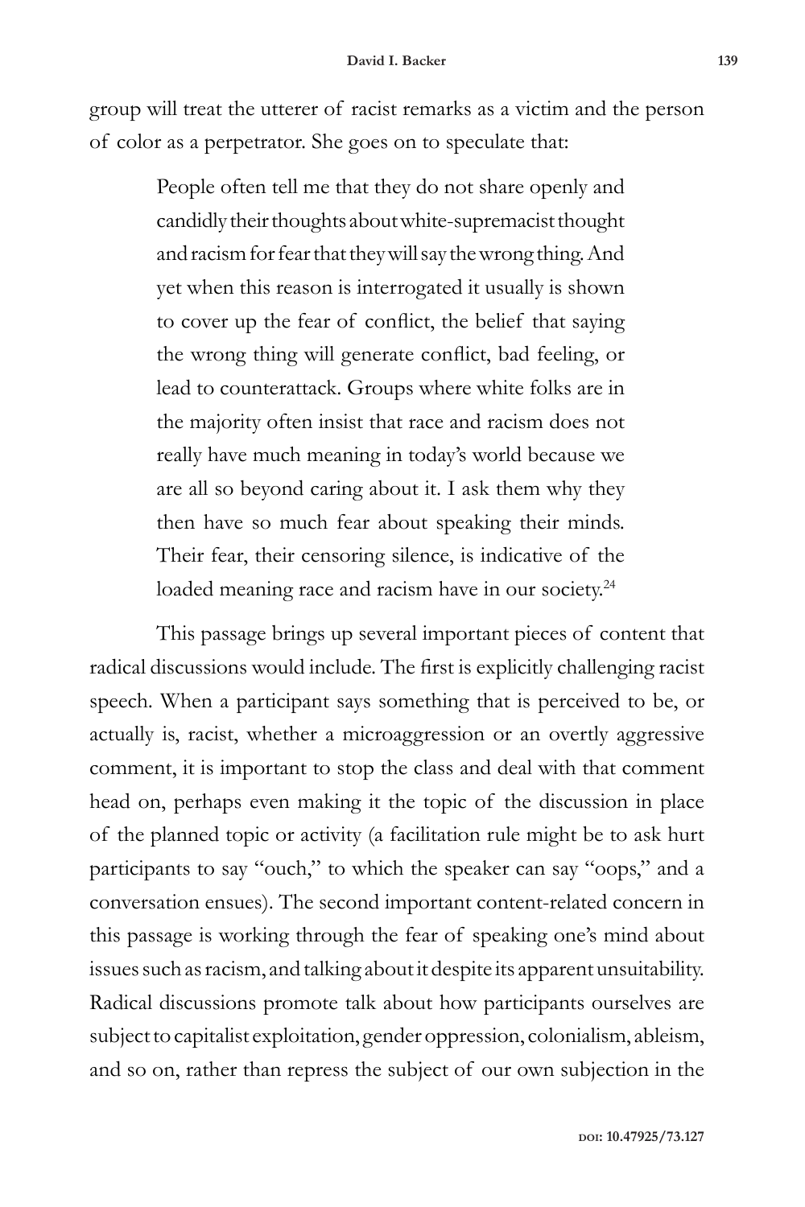group will treat the utterer of racist remarks as a victim and the person of color as a perpetrator. She goes on to speculate that:

> People often tell me that they do not share openly and candidly their thoughts about white-supremacist thought and racism for fear that they will say the wrong thing. And yet when this reason is interrogated it usually is shown to cover up the fear of conflict, the belief that saying the wrong thing will generate conflict, bad feeling, or lead to counterattack. Groups where white folks are in the majority often insist that race and racism does not really have much meaning in today's world because we are all so beyond caring about it. I ask them why they then have so much fear about speaking their minds. Their fear, their censoring silence, is indicative of the loaded meaning race and racism have in our society.[24]

This passage brings up several important pieces of content that radical discussions would include. The first is explicitly challenging racist speech. When a participant says something that is perceived to be, or actually is, racist, whether a microaggression or an overtly aggressive comment, it is important to stop the class and deal with that comment head on, perhaps even making it the topic of the discussion in place of the planned topic or activity (a facilitation rule might be to ask hurt participants to say "ouch," to which the speaker can say "oops," and a conversation ensues). The second important content-related concern in this passage is working through the fear of speaking one's mind about issues such as racism, and talking about it despite its apparent unsuitability. Radical discussions promote talk about how participants ourselves are subject to capitalist exploitation, gender oppression, colonialism, ableism, and so on, rather than repress the subject of our own subjection in the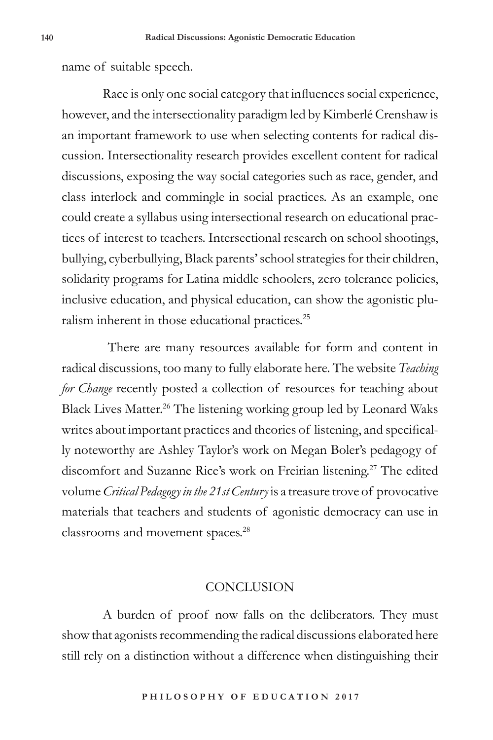name of suitable speech.

Race is only one social category that influences social experience, however, and the intersectionality paradigm led by Kimberlé Crenshaw is an important framework to use when selecting contents for radical discussion. Intersectionality research provides excellent content for radical discussions, exposing the way social categories such as race, gender, and class interlock and commingle in social practices. As an example, one could create a syllabus using intersectional research on educational practices of interest to teachers. Intersectional research on school shootings, bullying, cyberbullying, Black parents' school strategies for their children, solidarity programs for Latina middle schoolers, zero tolerance policies, inclusive education, and physical education, can show the agonistic pluralism inherent in those educational practices.[25]

There are many resources available for form and content in radical discussions, too many to fully elaborate here. The website *Teaching for Change* recently posted a collection of resources for teaching about Black Lives Matter.[26] The listening working group led by Leonard Waks writes about important practices and theories of listening, and specifically noteworthy are Ashley Taylor's work on Megan Boler's pedagogy of discomfort and Suzanne Rice's work on Freirian listening.[27] The edited volume *Critical Pedagogy in the 21st Century* is a treasure trove of provocative materials that teachers and students of agonistic democracy can use in classrooms and movement spaces.[28]

## CONCLUSION

A burden of proof now falls on the deliberators. They must show that agonists recommending the radical discussions elaborated here still rely on a distinction without a difference when distinguishing their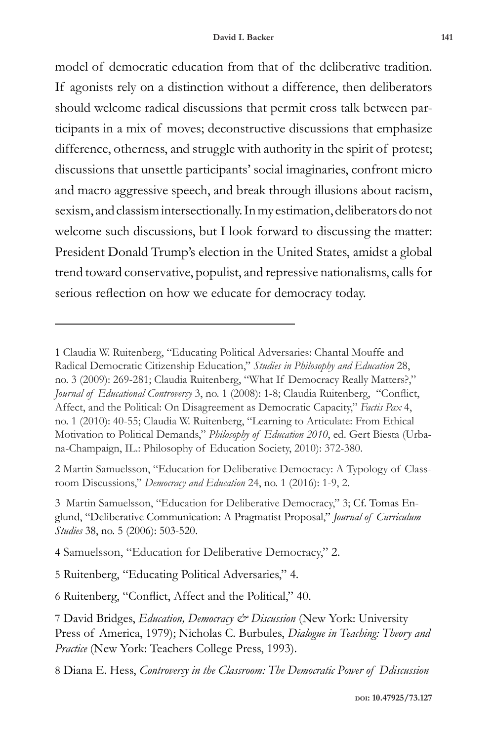model of democratic education from that of the deliberative tradition. If agonists rely on a distinction without a difference, then deliberators should welcome radical discussions that permit cross talk between participants in a mix of moves; deconstructive discussions that emphasize difference, otherness, and struggle with authority in the spirit of protest; discussions that unsettle participants' social imaginaries, confront micro and macro aggressive speech, and break through illusions about racism, sexism, and classism intersectionally. In my estimation, deliberators do not welcome such discussions, but I look forward to discussing the matter: President Donald Trump's election in the United States, amidst a global trend toward conservative, populist, and repressive nationalisms, calls for serious reflection on how we educate for democracy today.

---

1 Claudia W. Ruitenberg, "Educating Political Adversaries: Chantal Mouffe and Radical Democratic Citizenship Education," *Studies in Philosophy and Education* 28, no. 3 (2009): 269-281; Claudia Ruitenberg, "What If Democracy Really Matters?," *Journal of Educational Controversy* 3, no. 1 (2008): 1-8; Claudia Ruitenberg, "Conflict, Affect, and the Political: On Disagreement as Democratic Capacity," *Factis Pax* 4, no. 1 (2010): 40-55; Claudia W. Ruitenberg, "Learning to Articulate: From Ethical Motivation to Political Demands," *Philosophy of Education 2010*, ed. Gert Biesta (Urbana-Champaign, IL.: Philosophy of Education Society, 2010): 372-380.

2 Martin Samuelsson, "Education for Deliberative Democracy: A Typology of Classroom Discussions," *Democracy and Education* 24, no. 1 (2016): 1-9, 2.

3 Martin Samuelsson, "Education for Deliberative Democracy," 3; Cf. Tomas Englund, "Deliberative Communication: A Pragmatist Proposal," *Journal of Curriculum Studies* 38, no. 5 (2006): 503-520.

4 Samuelsson, "Education for Deliberative Democracy," 2.

5 Ruitenberg, "Educating Political Adversaries," 4.

6 Ruitenberg, "Conflict, Affect and the Political," 40.

7 David Bridges, *Education, Democracy & Discussion* (New York: University Press of America, 1979); Nicholas C. Burbules, *Dialogue in Teaching: Theory and Practice* (New York: Teachers College Press, 1993).

8 Diana E. Hess, *Controversy in the Classroom: The Democratic Power of Ddiscussion*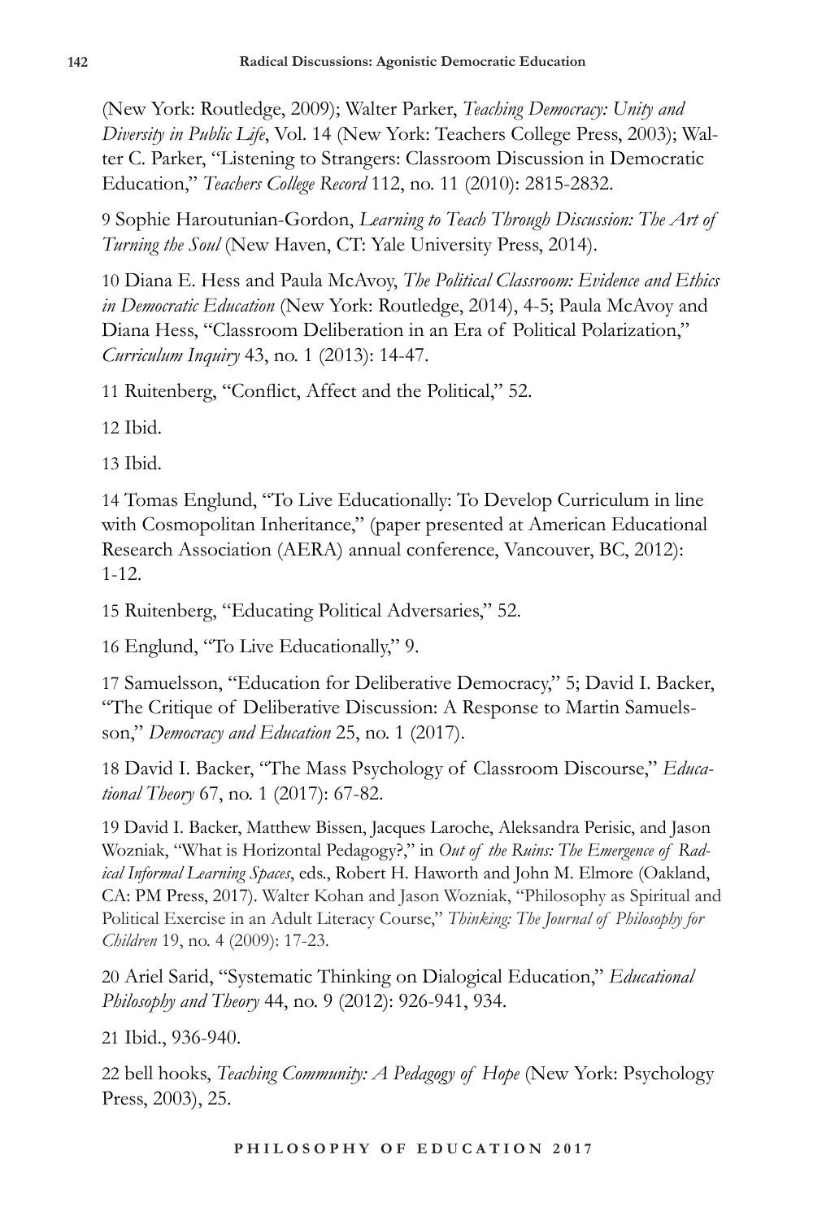(New York: Routledge, 2009); Walter Parker, *Teaching Democracy: Unity and Diversity in Public Life*, Vol. 14 (New York: Teachers College Press, 2003); Walter C. Parker, "Listening to Strangers: Classroom Discussion in Democratic Education," *Teachers College Record* 112, no. 11 (2010): 2815-2832.

9 Sophie Haroutunian-Gordon, *Learning to Teach Through Discussion: The Art of Turning the Soul* (New Haven, CT: Yale University Press, 2014).

10 Diana E. Hess and Paula McAvoy, *The Political Classroom: Evidence and Ethics in Democratic Education* (New York: Routledge, 2014), 4-5; Paula McAvoy and Diana Hess, "Classroom Deliberation in an Era of Political Polarization," *Curriculum Inquiry* 43, no. 1 (2013): 14-47.

11 Ruitenberg, "Conflict, Affect and the Political," 52.

12 Ibid.

13 Ibid.

14 Tomas Englund, "To Live Educationally: To Develop Curriculum in line with Cosmopolitan Inheritance," (paper presented at American Educational Research Association (AERA) annual conference, Vancouver, BC, 2012): 1-12.

15 Ruitenberg, "Educating Political Adversaries," 52.

16 Englund, "To Live Educationally," 9.

17 Samuelsson, "Education for Deliberative Democracy," 5; David I. Backer, "The Critique of Deliberative Discussion: A Response to Martin Samuelsson," *Democracy and Education* 25, no. 1 (2017).

18 David I. Backer, "The Mass Psychology of Classroom Discourse," *Educational Theory* 67, no. 1 (2017): 67-82.

19 David I. Backer, Matthew Bissen, Jacques Laroche, Aleksandra Perisic, and Jason Wozniak, "What is Horizontal Pedagogy?," in *Out of the Ruins: The Emergence of Radical Informal Learning Spaces*, eds., Robert H. Haworth and John M. Elmore (Oakland, CA: PM Press, 2017). Walter Kohan and Jason Wozniak, "Philosophy as Spiritual and Political Exercise in an Adult Literacy Course," *Thinking: The Journal of Philosophy for Children* 19, no. 4 (2009): 17-23.

20 Ariel Sarid, "Systematic Thinking on Dialogical Education," *Educational Philosophy and Theory* 44, no. 9 (2012): 926-941, 934.

21 Ibid., 936-940.

22 bell hooks, *Teaching Community: A Pedagogy of Hope* (New York: Psychology Press, 2003), 25.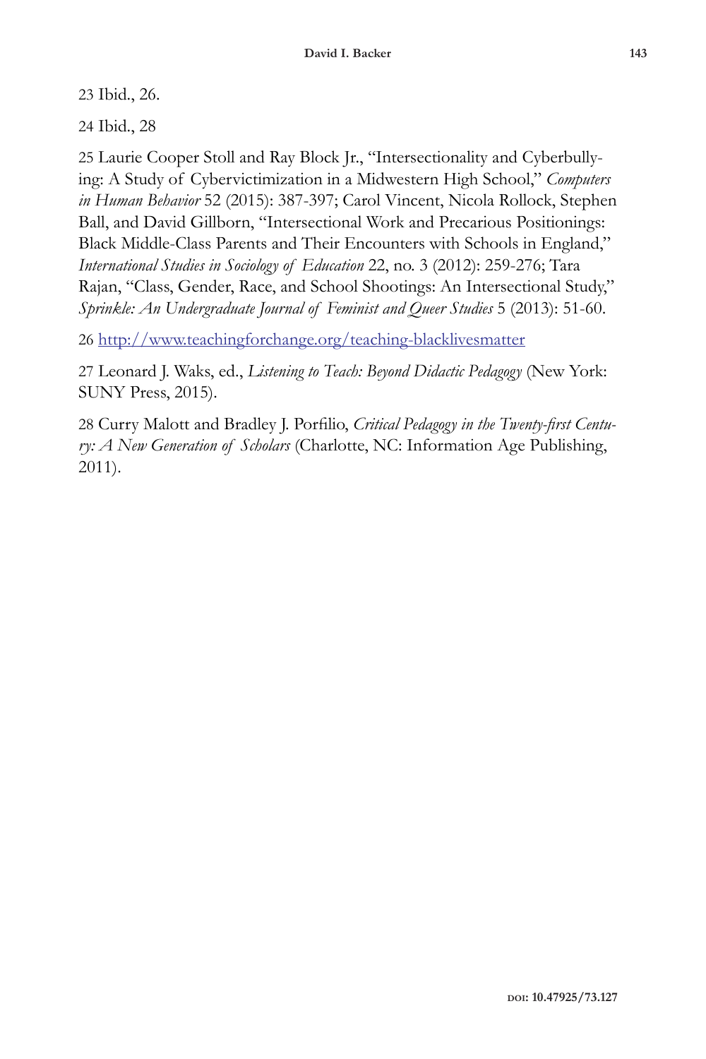23 Ibid., 26.

24 Ibid., 28

25 Laurie Cooper Stoll and Ray Block Jr., "Intersectionality and Cyberbullying: A Study of Cybervictimization in a Midwestern High School," *Computers in Human Behavior* 52 (2015): 387-397; Carol Vincent, Nicola Rollock, Stephen Ball, and David Gillborn, "Intersectional Work and Precarious Positionings: Black Middle-Class Parents and Their Encounters with Schools in England," *International Studies in Sociology of Education* 22, no. 3 (2012): 259-276; Tara Rajan, "Class, Gender, Race, and School Shootings: An Intersectional Study," *Sprinkle: An Undergraduate Journal of Feminist and Queer Studies* 5 (2013): 51-60.

26 http://www.teachingforchange.org/teaching-blacklivesmatter

27 Leonard J. Waks, ed., *Listening to Teach: Beyond Didactic Pedagogy* (New York: SUNY Press, 2015).

28 Curry Malott and Bradley J. Porfilio, *Critical Pedagogy in the Twenty-first Century: A New Generation of Scholars* (Charlotte, NC: Information Age Publishing, 2011).